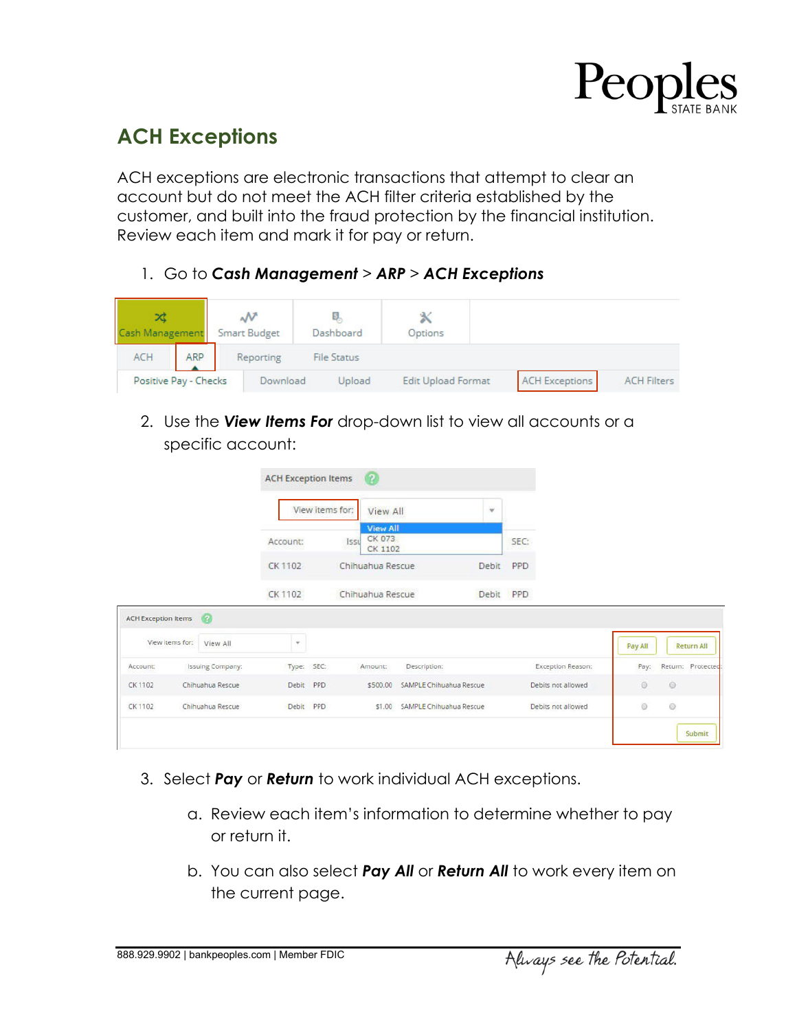## ACH Exceptions

ACH exceptions are electronic transactions that attempt to clear an account but do not meet the ACH filter criteria established by the customer, and built into the fraud protection by the financial institution. Review each item and mark it for pay or return.

1. Go to ***Cash Management*** > ***ARP*** > ***ACH Exceptions***
2. Use the ***View Items For*** drop-down list to view all accounts or a specific account:
3. Select ***Pay*** or ***Return*** to work individual ACH exceptions.
    a. Review each item's information to determine whether to pay or return it.
    b. You can also select ***Pay All*** or ***Return All*** to work every item on the current page.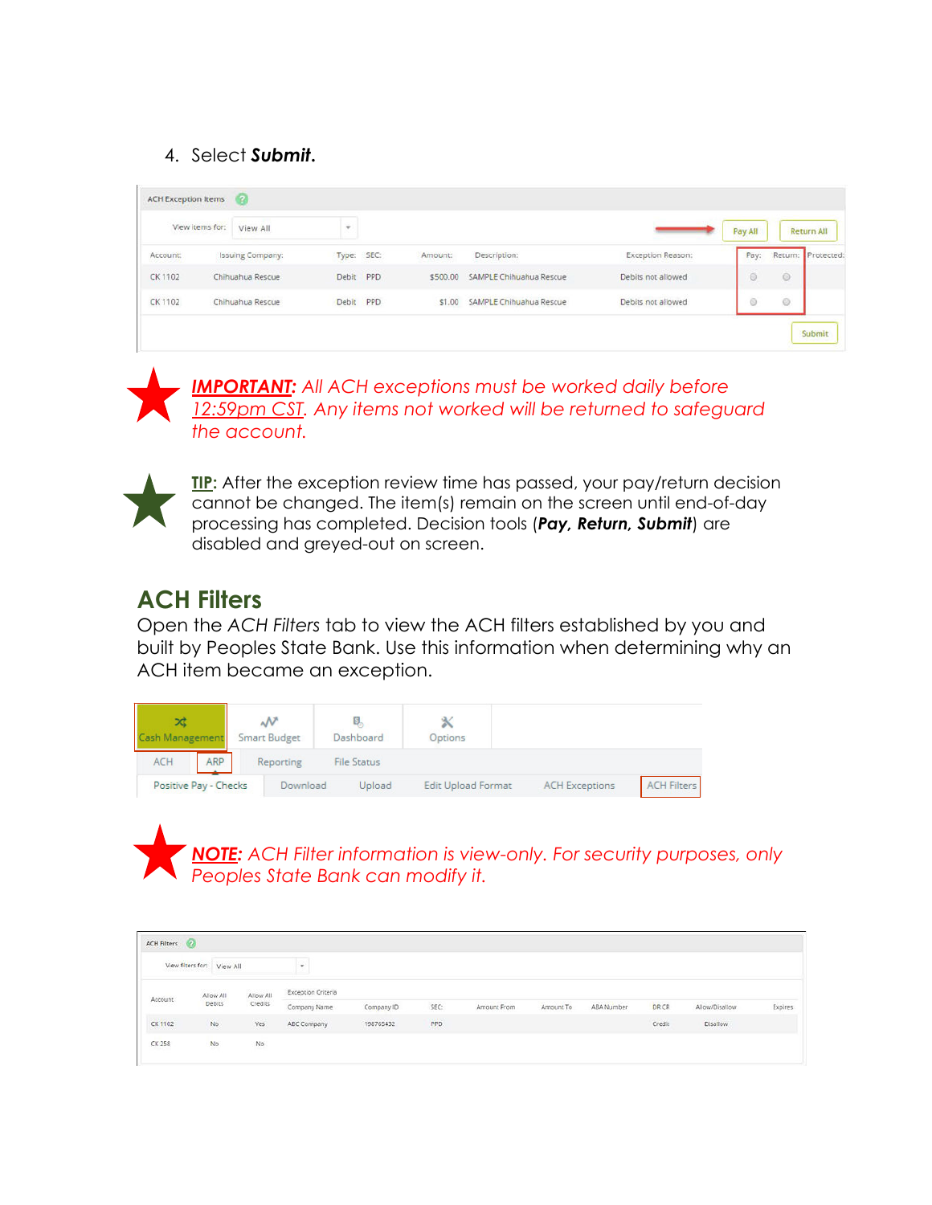4. Select ***Submit***.

ACH Exception Items

View items for: View All

Pay All | Return All

| Account: | Issuing Company: | Type: | SEC: | Amount: | Description: | Exception Reason: | Pay: | Return: | Protected: |
|---|---|---|---|---|---|---|---|---|---|
| CK 1102 | Chihuahua Rescue | Debit | PPD | $500.00 | SAMPLE Chihuahua Rescue | Debits not allowed | | | |
| CK 1102 | Chihuahua Rescue | Debit | PPD | $1.00 | SAMPLE Chihuahua Rescue | Debits not allowed | | | |

Submit

***IMPORTANT:*** *All ACH exceptions must be worked daily before 12:59pm CST. Any items not worked will be returned to safeguard the account.*

TIP: After the exception review time has passed, your pay/return decision cannot be changed. The item(s) remain on the screen until end-of-day processing has completed. Decision tools (***Pay, Return, Submit***) are disabled and greyed-out on screen.

## ACH Filters

Open the *ACH Filters* tab to view the ACH filters established by you and built by Peoples State Bank. Use this information when determining why an ACH item became an exception.

Cash Management | Smart Budget | Dashboard | Options

ACH | ARP | Reporting | File Status

Positive Pay - Checks | Download | Upload | Edit Upload Format | ACH Exceptions | ACH Filters

***NOTE:*** *ACH Filter information is view-only. For security purposes, only Peoples State Bank can modify it.*

ACH Filters

View filters for: View All

| Account | Allow All Debits | Allow All Credits | Exception Criteria | | | | | | | | |
|---|---|---|---|---|---|---|---|---|---|---|---|
| | | | Company Name | Company ID | SEC | Amount From | Amount To | ABA Number | DR CR | Allow/Disallow | Expires |
| CK 1102 | No | Yes | ABC Company | 198765432 | PPD | | | | Credit | Disallow | |
| CK 258 | No | No | | | | | | | | | |